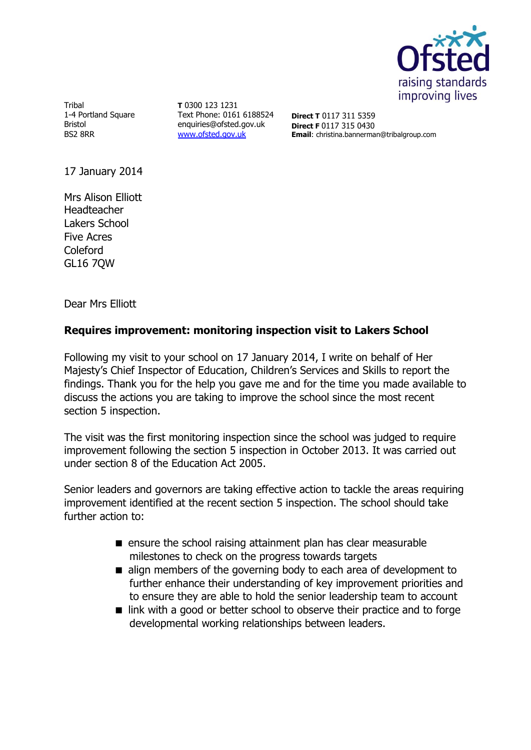Ofsted
raising standards
improving lives

Tribal
1-4 Portland Square
Bristol
BS2 8RR

**T** 0300 123 1231
Text Phone: 0161 6188524
enquiries@ofsted.gov.uk
www.ofsted.gov.uk

**Direct T** 0117 311 5359
**Direct F** 0117 315 0430
**Email**: christina.bannerman@tribalgroup.com

17 January 2014

Mrs Alison Elliott
Headteacher
Lakers School
Five Acres
Coleford
GL16 7QW

Dear Mrs Elliott

**Requires improvement: monitoring inspection visit to Lakers School**

Following my visit to your school on 17 January 2014, I write on behalf of Her Majesty's Chief Inspector of Education, Children's Services and Skills to report the findings. Thank you for the help you gave me and for the time you made available to discuss the actions you are taking to improve the school since the most recent section 5 inspection.

The visit was the first monitoring inspection since the school was judged to require improvement following the section 5 inspection in October 2013. It was carried out under section 8 of the Education Act 2005.

Senior leaders and governors are taking effective action to tackle the areas requiring improvement identified at the recent section 5 inspection. The school should take further action to:

- ensure the school raising attainment plan has clear measurable milestones to check on the progress towards targets
- align members of the governing body to each area of development to further enhance their understanding of key improvement priorities and to ensure they are able to hold the senior leadership team to account
- link with a good or better school to observe their practice and to forge developmental working relationships between leaders.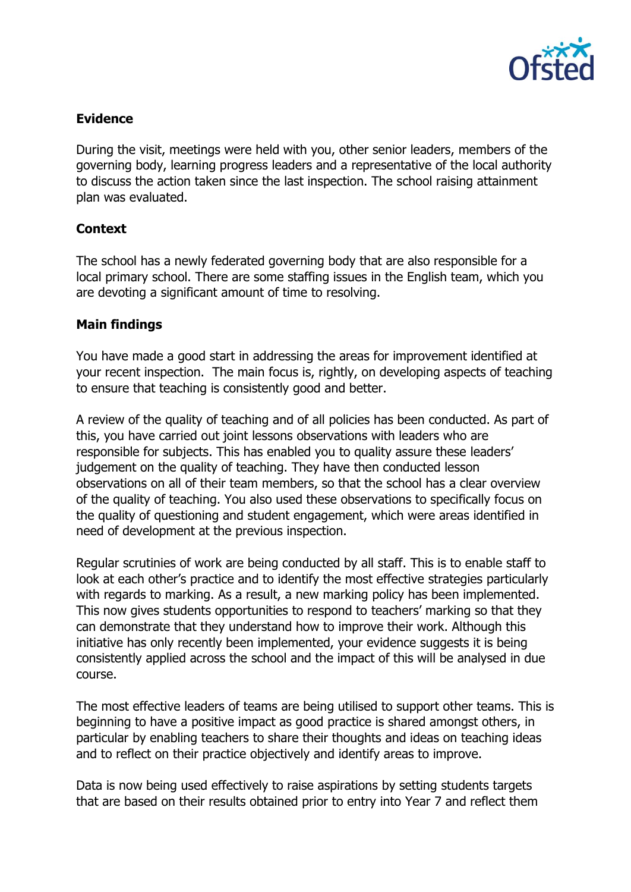**Evidence**

During the visit, meetings were held with you, other senior leaders, members of the governing body, learning progress leaders and a representative of the local authority to discuss the action taken since the last inspection. The school raising attainment plan was evaluated.

**Context**

The school has a newly federated governing body that are also responsible for a local primary school. There are some staffing issues in the English team, which you are devoting a significant amount of time to resolving.

**Main findings**

You have made a good start in addressing the areas for improvement identified at your recent inspection. The main focus is, rightly, on developing aspects of teaching to ensure that teaching is consistently good and better.

A review of the quality of teaching and of all policies has been conducted. As part of this, you have carried out joint lessons observations with leaders who are responsible for subjects. This has enabled you to quality assure these leaders' judgement on the quality of teaching. They have then conducted lesson observations on all of their team members, so that the school has a clear overview of the quality of teaching. You also used these observations to specifically focus on the quality of questioning and student engagement, which were areas identified in need of development at the previous inspection.

Regular scrutinies of work are being conducted by all staff. This is to enable staff to look at each other's practice and to identify the most effective strategies particularly with regards to marking. As a result, a new marking policy has been implemented. This now gives students opportunities to respond to teachers' marking so that they can demonstrate that they understand how to improve their work. Although this initiative has only recently been implemented, your evidence suggests it is being consistently applied across the school and the impact of this will be analysed in due course.

The most effective leaders of teams are being utilised to support other teams. This is beginning to have a positive impact as good practice is shared amongst others, in particular by enabling teachers to share their thoughts and ideas on teaching ideas and to reflect on their practice objectively and identify areas to improve.

Data is now being used effectively to raise aspirations by setting students targets that are based on their results obtained prior to entry into Year 7 and reflect them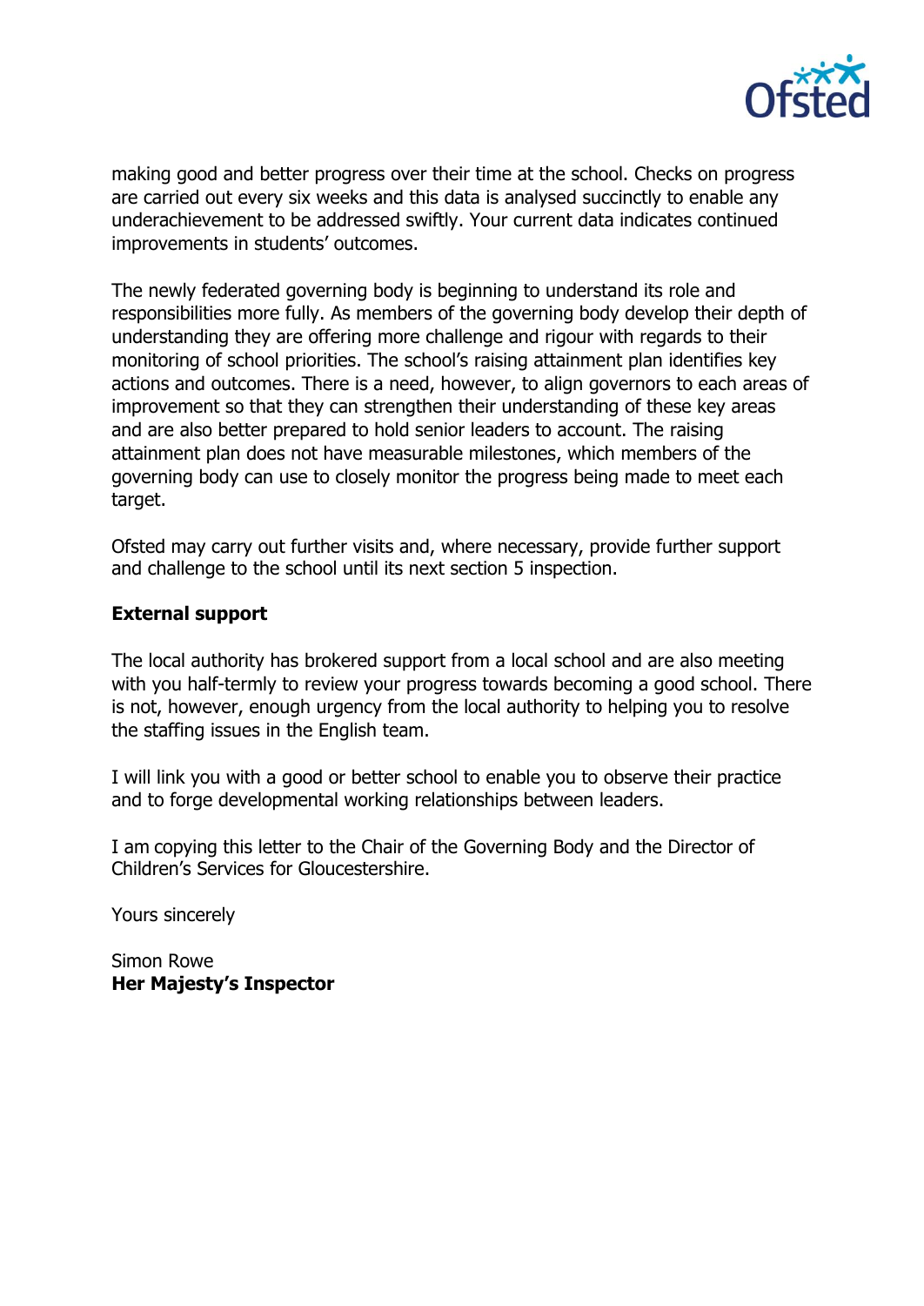making good and better progress over their time at the school. Checks on progress are carried out every six weeks and this data is analysed succinctly to enable any underachievement to be addressed swiftly. Your current data indicates continued improvements in students' outcomes.

The newly federated governing body is beginning to understand its role and responsibilities more fully. As members of the governing body develop their depth of understanding they are offering more challenge and rigour with regards to their monitoring of school priorities. The school's raising attainment plan identifies key actions and outcomes. There is a need, however, to align governors to each areas of improvement so that they can strengthen their understanding of these key areas and are also better prepared to hold senior leaders to account. The raising attainment plan does not have measurable milestones, which members of the governing body can use to closely monitor the progress being made to meet each target.

Ofsted may carry out further visits and, where necessary, provide further support and challenge to the school until its next section 5 inspection.

**External support**

The local authority has brokered support from a local school and are also meeting with you half-termly to review your progress towards becoming a good school. There is not, however, enough urgency from the local authority to helping you to resolve the staffing issues in the English team.

I will link you with a good or better school to enable you to observe their practice and to forge developmental working relationships between leaders.

I am copying this letter to the Chair of the Governing Body and the Director of Children's Services for Gloucestershire.

Yours sincerely

Simon Rowe
**Her Majesty's Inspector**